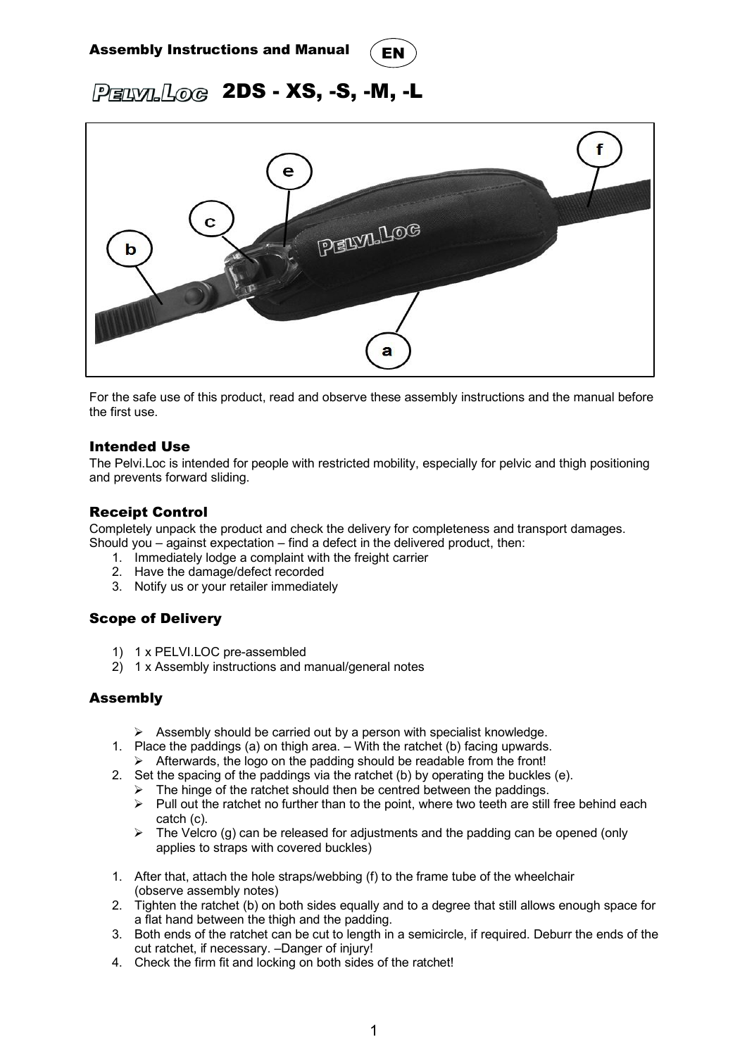Assembly Instructions and Manual (EN)

# Pelvi.Loc 2DS - XS, -S, -M, -L

For the safe use of this product, read and observe these assembly instructions and the manual before the first use.

## Intended Use

The Pelvi.Loc is intended for people with restricted mobility, especially for pelvic and thigh positioning and prevents forward sliding.

## Receipt Control

Completely unpack the product and check the delivery for completeness and transport damages. Should you – against expectation – find a defect in the delivered product, then:

1. Immediately lodge a complaint with the freight carrier
2. Have the damage/defect recorded
3. Notify us or your retailer immediately

## Scope of Delivery

1) 1 x PELVI.LOC pre-assembled
2) 1 x Assembly instructions and manual/general notes

## Assembly

- Assembly should be carried out by a person with specialist knowledge.

1. Place the paddings (a) on thigh area. – With the ratchet (b) facing upwards.
   - Afterwards, the logo on the padding should be readable from the front!
2. Set the spacing of the paddings via the ratchet (b) by operating the buckles (e).
   - The hinge of the ratchet should then be centred between the paddings.
   - Pull out the ratchet no further than to the point, where two teeth are still free behind each catch (c).
   - The Velcro (g) can be released for adjustments and the padding can be opened (only applies to straps with covered buckles)

1. After that, attach the hole straps/webbing (f) to the frame tube of the wheelchair (observe assembly notes)
2. Tighten the ratchet (b) on both sides equally and to a degree that still allows enough space for a flat hand between the thigh and the padding.
3. Both ends of the ratchet can be cut to length in a semicircle, if required. Deburr the ends of the cut ratchet, if necessary. –Danger of injury!
4. Check the firm fit and locking on both sides of the ratchet!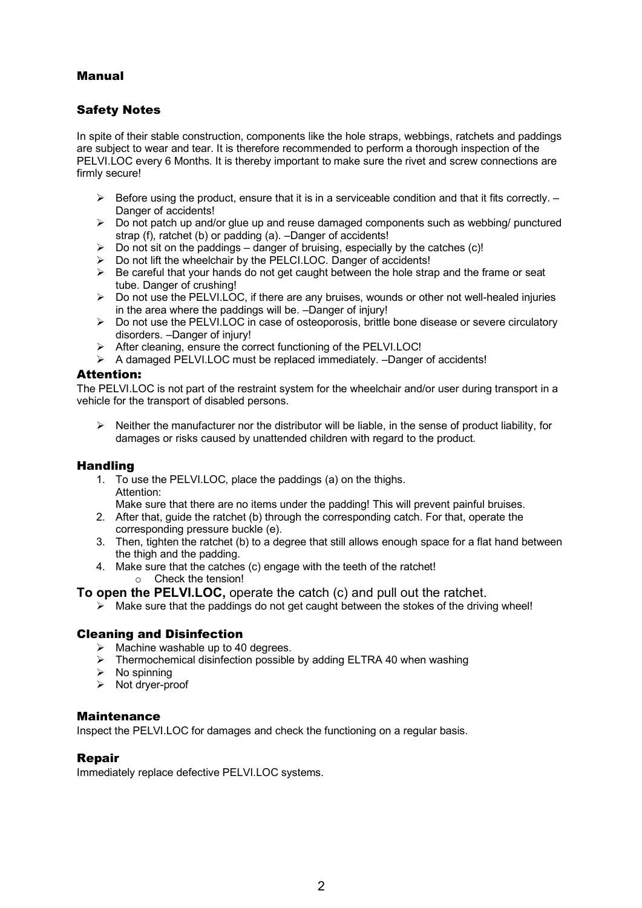## Manual

### Safety Notes

In spite of their stable construction, components like the hole straps, webbings, ratchets and paddings are subject to wear and tear. It is therefore recommended to perform a thorough inspection of the PELVI.LOC every 6 Months. It is thereby important to make sure the rivet and screw connections are firmly secure!

- Before using the product, ensure that it is in a serviceable condition and that it fits correctly. – Danger of accidents!
- Do not patch up and/or glue up and reuse damaged components such as webbing/ punctured strap (f), ratchet (b) or padding (a). –Danger of accidents!
- Do not sit on the paddings – danger of bruising, especially by the catches (c)!
- Do not lift the wheelchair by the PELCI.LOC. Danger of accidents!
- Be careful that your hands do not get caught between the hole strap and the frame or seat tube. Danger of crushing!
- Do not use the PELVI.LOC, if there are any bruises, wounds or other not well-healed injuries in the area where the paddings will be. –Danger of injury!
- Do not use the PELVI.LOC in case of osteoporosis, brittle bone disease or severe circulatory disorders. –Danger of injury!
- After cleaning, ensure the correct functioning of the PELVI.LOC!
- A damaged PELVI.LOC must be replaced immediately. –Danger of accidents!

### Attention:

The PELVI.LOC is not part of the restraint system for the wheelchair and/or user during transport in a vehicle for the transport of disabled persons.

- Neither the manufacturer nor the distributor will be liable, in the sense of product liability, for damages or risks caused by unattended children with regard to the product.

### Handling

1. To use the PELVI.LOC, place the paddings (a) on the thighs.
   Attention:
   Make sure that there are no items under the padding! This will prevent painful bruises.
2. After that, guide the ratchet (b) through the corresponding catch. For that, operate the corresponding pressure buckle (e).
3. Then, tighten the ratchet (b) to a degree that still allows enough space for a flat hand between the thigh and the padding.
4. Make sure that the catches (c) engage with the teeth of the ratchet!
   - Check the tension!

**To open the PELVI.LOC,** operate the catch (c) and pull out the ratchet.

- Make sure that the paddings do not get caught between the stokes of the driving wheel!

### Cleaning and Disinfection

- Machine washable up to 40 degrees.
- Thermochemical disinfection possible by adding ELTRA 40 when washing
- No spinning
- Not dryer-proof

### Maintenance

Inspect the PELVI.LOC for damages and check the functioning on a regular basis.

### Repair

Immediately replace defective PELVI.LOC systems.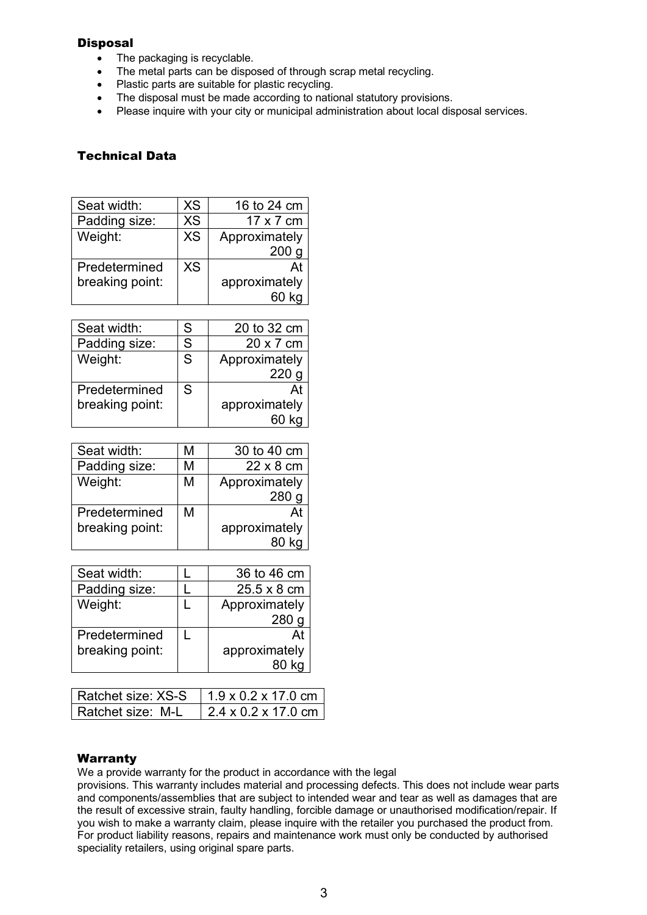## Disposal

- The packaging is recyclable.
- The metal parts can be disposed of through scrap metal recycling.
- Plastic parts are suitable for plastic recycling.
- The disposal must be made according to national statutory provisions.
- Please inquire with your city or municipal administration about local disposal services.

## Technical Data

| | | |
|---|---|---|
| Seat width: | XS | 16 to 24 cm |
| Padding size: | XS | 17 x 7 cm |
| Weight: | XS | Approximately 200 g |
| Predetermined breaking point: | XS | At approximately 60 kg |

| | | |
|---|---|---|
| Seat width: | S | 20 to 32 cm |
| Padding size: | S | 20 x 7 cm |
| Weight: | S | Approximately 220 g |
| Predetermined breaking point: | S | At approximately 60 kg |

| | | |
|---|---|---|
| Seat width: | M | 30 to 40 cm |
| Padding size: | M | 22 x 8 cm |
| Weight: | M | Approximately 280 g |
| Predetermined breaking point: | M | At approximately 80 kg |

| | | |
|---|---|---|
| Seat width: | L | 36 to 46 cm |
| Padding size: | L | 25.5 x 8 cm |
| Weight: | L | Approximately 280 g |
| Predetermined breaking point: | L | At approximately 80 kg |

| | |
|---|---|
| Ratchet size: XS-S | 1.9 x 0.2 x 17.0 cm |
| Ratchet size: M-L | 2.4 x 0.2 x 17.0 cm |

## Warranty

We a provide warranty for the product in accordance with the legal provisions. This warranty includes material and processing defects. This does not include wear parts and components/assemblies that are subject to intended wear and tear as well as damages that are the result of excessive strain, faulty handling, forcible damage or unauthorised modification/repair. If you wish to make a warranty claim, please inquire with the retailer you purchased the product from. For product liability reasons, repairs and maintenance work must only be conducted by authorised speciality retailers, using original spare parts.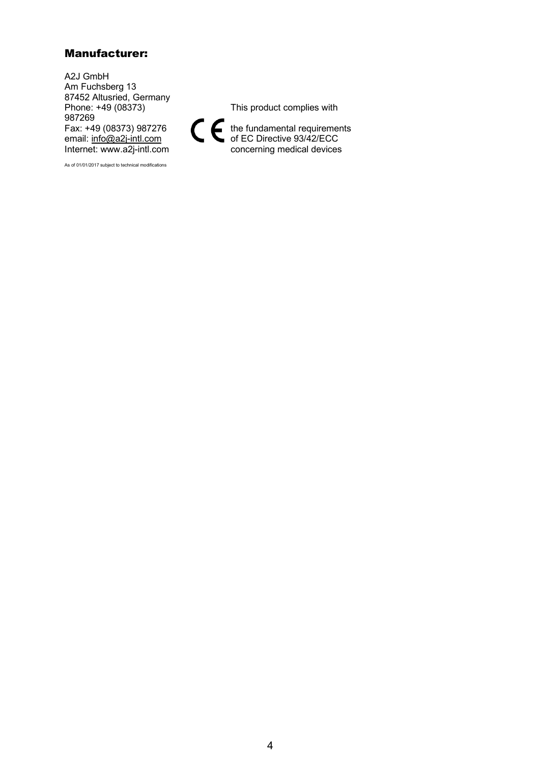## Manufacturer:

A2J GmbH
Am Fuchsberg 13
87452 Altusried, Germany
Phone: +49 (08373) 987269
Fax: +49 (08373) 987276
email: info@a2j-intl.com
Internet: www.a2j-intl.com

As of 01/01/2017 subject to technical modifications

CE

This product complies with the fundamental requirements of EC Directive 93/42/ECC concerning medical devices